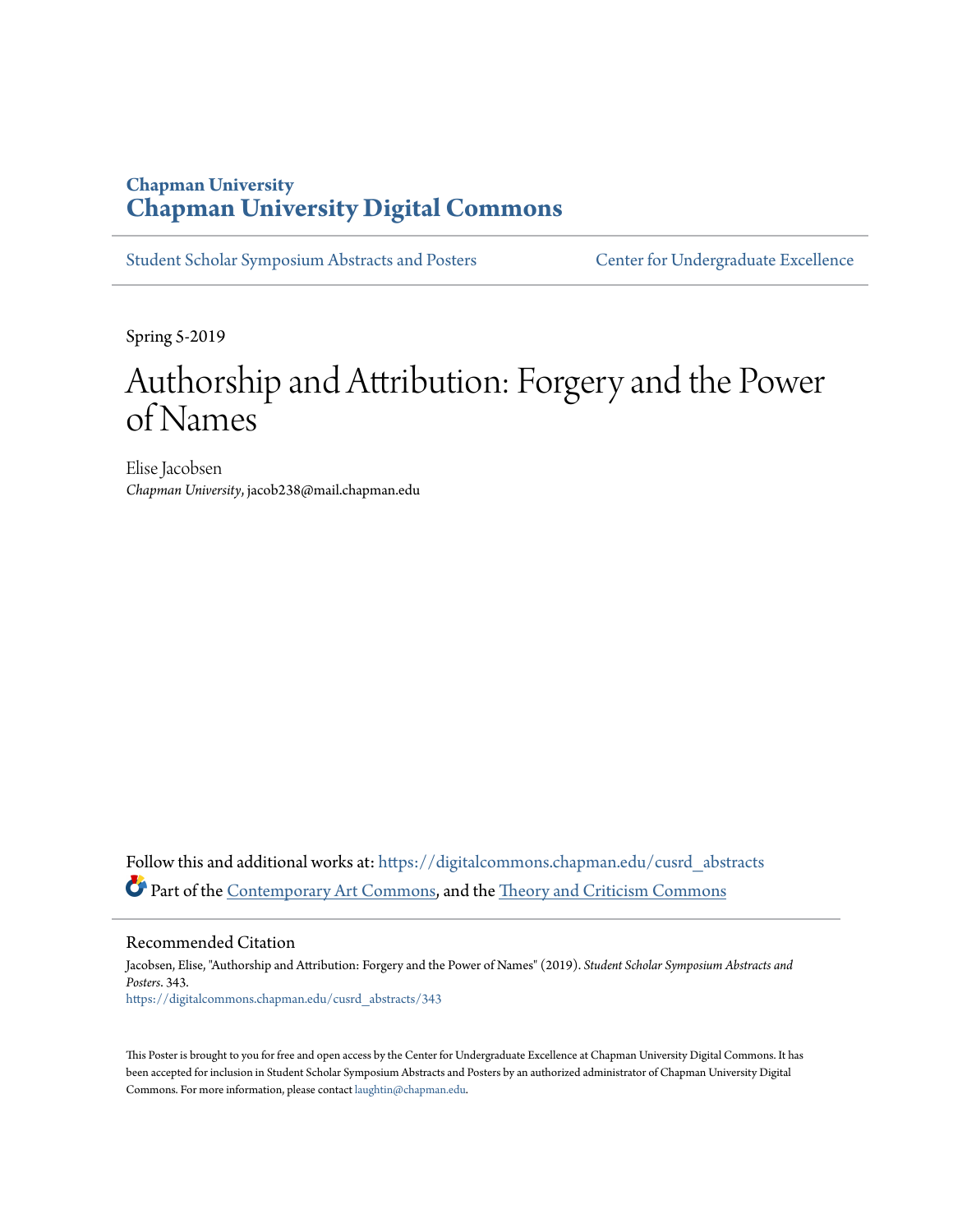Chapman University

# Chapman University Digital Commons

Student Scholar Symposium Abstracts and Posters

Center for Undergraduate Excellence

Spring 5-2019

# Authorship and Attribution: Forgery and the Power of Names

Elise Jacobsen
*Chapman University*, jacob238@mail.chapman.edu

Follow this and additional works at: https://digitalcommons.chapman.edu/cusrd_abstracts

Part of the Contemporary Art Commons, and the Theory and Criticism Commons

## Recommended Citation

Jacobsen, Elise, "Authorship and Attribution: Forgery and the Power of Names" (2019). *Student Scholar Symposium Abstracts and Posters*. 343.
https://digitalcommons.chapman.edu/cusrd_abstracts/343

This Poster is brought to you for free and open access by the Center for Undergraduate Excellence at Chapman University Digital Commons. It has been accepted for inclusion in Student Scholar Symposium Abstracts and Posters by an authorized administrator of Chapman University Digital Commons. For more information, please contact laughtin@chapman.edu.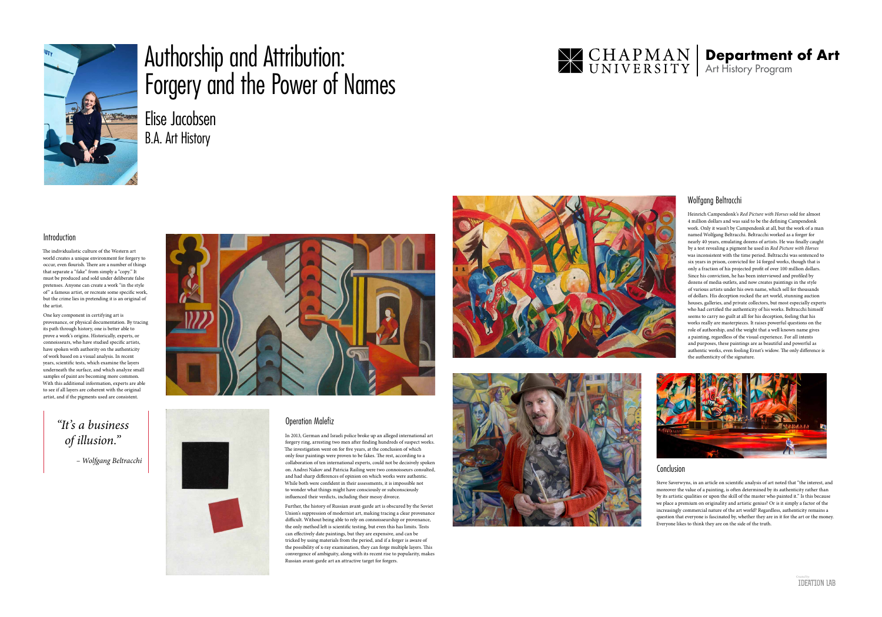# Authorship and Attribution: Forgery and the Power of Names

Elise Jacobsen
B.A. Art History

CHAPMAN UNIVERSITY | **Department of Art** Art History Program

## Introduction

The individualistic culture of the Western art world creates a unique environment for forgery to occur, even flourish. There are a number of things that separate a "fake" from simply a "copy." It must be produced and sold under deliberate false pretenses. Anyone can create a work "in the style of" a famous artist, or recreate some specific work, but the crime lies in pretending it is an original of the artist.

One key component in certifying art is provenance, or physical documentation. By tracing its path through history, one is better able to prove a work's origins. Historically, experts, or connoisseurs, who have studied specific artists, have spoken with authority on the authenticity of work based on a visual analysis. In recent years, scientific tests, which examine the layers underneath the surface, and which analyze small samples of paint are becoming more common. With this additional information, experts are able to see if all layers are coherent with the original artist, and if the pigments used are consistent.

> *"It's a business of illusion."*
>
> *– Wolfgang Beltracchi*

## Operation Malefiz

In 2013, German and Israeli police broke up an alleged international art forgery ring, arresting two men after finding hundreds of suspect works. The investigation went on for five years, at the conclusion of which only four paintings were proven to be fakes. The rest, according to a collaboration of ten international experts, could not be decisively spoken on. Andrei Nakov and Patricia Railing were two connoisseurs consulted, and had sharp differences of opinion on which works were authentic. While both were confident in their assessments, it is impossible not to wonder what things might have consciously or subconsciously influenced their verdicts, including their messy divorce.

Further, the history of Russian avant-garde art is obscured by the Soviet Union's suppression of modernist art, making tracing a clear provenance difficult. Without being able to rely on connoisseurship or provenance, the only method left is scientific testing, but even this has limits. Tests can effectively date paintings, but they are expensive, and can be tricked by using materials from the period, and if a forger is aware of the possibility of x-ray examination, they can forge multiple layers. This convergence of ambiguity, along with its recent rise to popularity, makes Russian avant-garde art an attractive target for forgers.

## Wolfgang Beltracchi

Heinrich Campendonk's *Red Picture with Horses* sold for almost 4 million dollars and was said to be the defining Campendonk work. Only it wasn't by Campendonk at all, but the work of a man named Wolfgang Beltracchi. Beltracchi worked as a forger for nearly 40 years, emulating dozens of artists. He was finally caught by a test revealing a pigment he used in *Red Picture with Horses* was inconsistent with the time period. Beltracchi was sentenced to six years in prison, convicted for 14 forged works, though that is only a fraction of his projected profit of over 100 million dollars. Since his conviction, he has been interviewed and profiled by dozens of media outlets, and now creates paintings in the style of various artists under his own name, which sell for thousands of dollars. His deception rocked the art world, stunning auction houses, galleries, and private collectors, but most especially experts who had certified the authenticity of his works. Beltracchi himself seems to carry no guilt at all for his deception, feeling that his works really are masterpieces. It raises powerful questions on the role of authorship, and the weight that a well known name gives a painting, regardless of the visual experience. For all intents and purposes, these paintings are as beautiful and powerful as authentic works, even fooling Ernst's widow. The only difference is the authenticity of the signature.

## Conclusion

Steve Saverwyns, in an article on scientific analysis of art noted that "the interest, and moreover the value of a painting, is often determined by its authenticity rather than by its artistic qualities or upon the skill of the master who painted it." Is this because we place a premium on originality and artistic genius? Or is it simply a factor of the increasingly commercial nature of the art world? Regardless, authenticity remains a question that everyone is fascinated by, whether they are in it for the art or the money. Everyone likes to think they are on the side of the truth.

Curated by IDEATION LAB